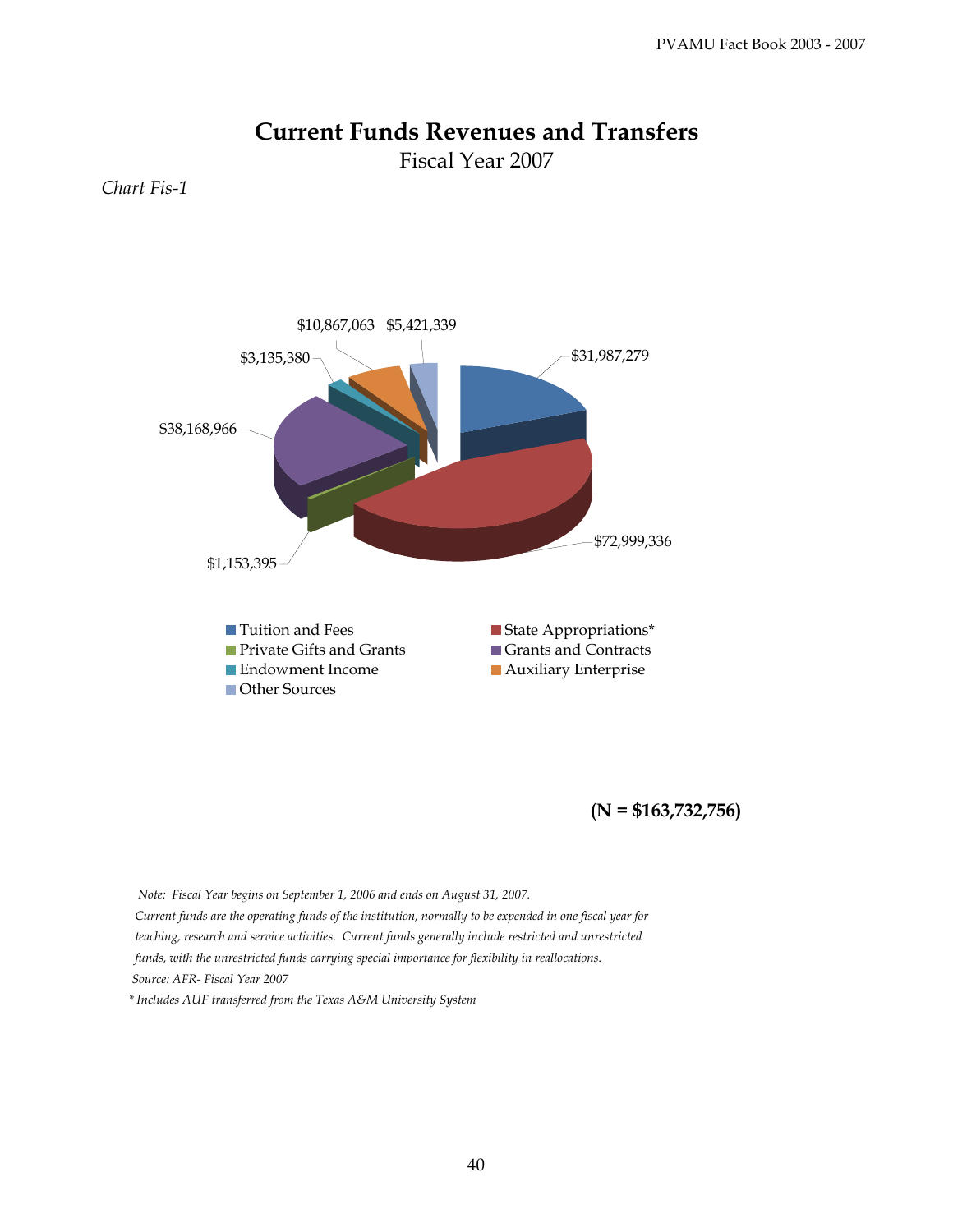# Current Funds Revenues and Transfers

Fiscal Year 2007

*Chart Fis-1*

| Category | Amount |
|---|---|
| Tuition and Fees | $31,987,279 |
| State Appropriations* | $72,999,336 |
| Private Gifts and Grants | $1,153,395 |
| Grants and Contracts | $38,168,966 |
| Endowment Income | $3,135,380 |
| Auxiliary Enterprise | $10,867,063 |
| Other Sources | $5,421,339 |

**(N = $163,732,756)**

*Note: Fiscal Year begins on September 1, 2006 and ends on August 31, 2007.*

*Current funds are the operating funds of the institution, normally to be expended in one fiscal year for teaching, research and service activities. Current funds generally include restricted and unrestricted funds, with the unrestricted funds carrying special importance for flexibility in reallocations.*

*Source: AFR- Fiscal Year 2007*

** Includes AUF transferred from the Texas A&M University System*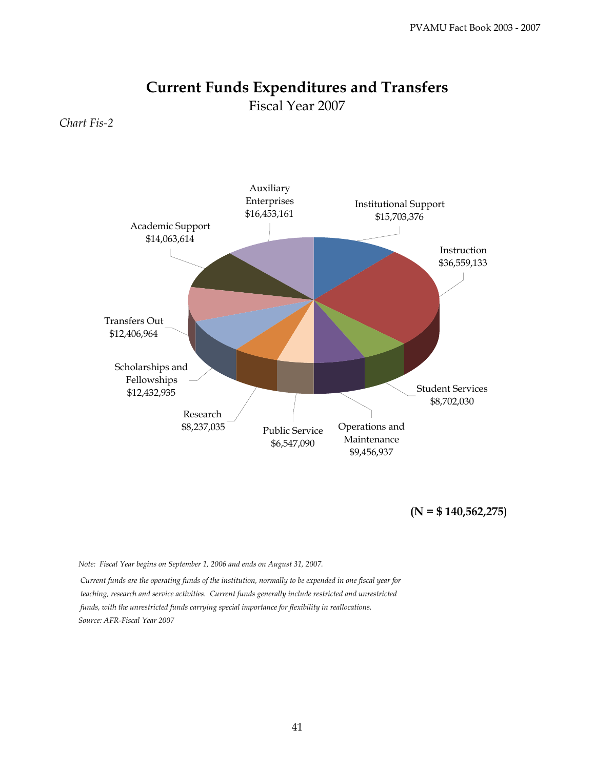# Current Funds Expenditures and Transfers

Fiscal Year 2007

*Chart Fis-2*

Auxiliary Enterprises
$16,453,161

Institutional Support
$15,703,376

Academic Support
$14,063,614

Instruction
$36,559,133

Transfers Out
$12,406,964

Scholarships and Fellowships
$12,432,935

Student Services
$8,702,030

Research
$8,237,035

Public Service
$6,547,090

Operations and Maintenance
$9,456,937

**(N = $ 140,562,275)**

*Note: Fiscal Year begins on September 1, 2006 and ends on August 31, 2007.*

*Current funds are the operating funds of the institution, normally to be expended in one fiscal year for teaching, research and service activities. Current funds generally include restricted and unrestricted funds, with the unrestricted funds carrying special importance for flexibility in reallocations.*

*Source: AFR-Fiscal Year 2007*